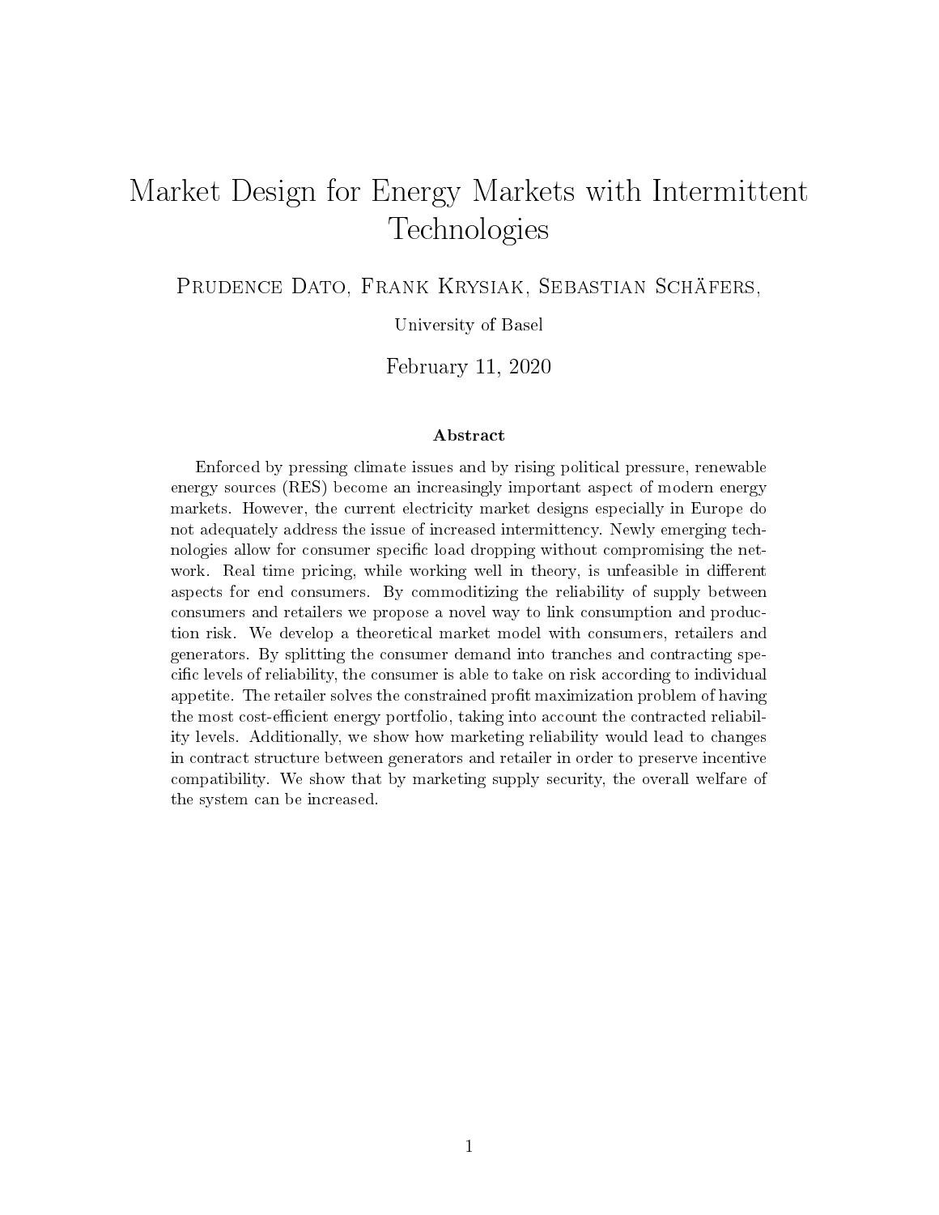# Market Design for Energy Markets with Intermittent Technologies

Prudence Dato, Frank Krysiak, Sebastian Schäfers,

University of Basel

February 11, 2020

### Abstract

Enforced by pressing climate issues and by rising political pressure, renewable energy sources (RES) become an increasingly important aspect of modern energy markets. However, the current electricity market designs especially in Europe do not adequately address the issue of increased intermittency. Newly emerging technologies allow for consumer specific load dropping without compromising the network. Real time pricing, while working well in theory, is unfeasible in different aspects for end consumers. By commoditizing the reliability of supply between consumers and retailers we propose a novel way to link consumption and production risk. We develop a theoretical market model with consumers, retailers and generators. By splitting the consumer demand into tranches and contracting specific levels of reliability, the consumer is able to take on risk according to individual appetite. The retailer solves the constrained profit maximization problem of having the most cost-efficient energy portfolio, taking into account the contracted reliability levels. Additionally, we show how marketing reliability would lead to changes in contract structure between generators and retailer in order to preserve incentive compatibility. We show that by marketing supply security, the overall welfare of the system can be increased.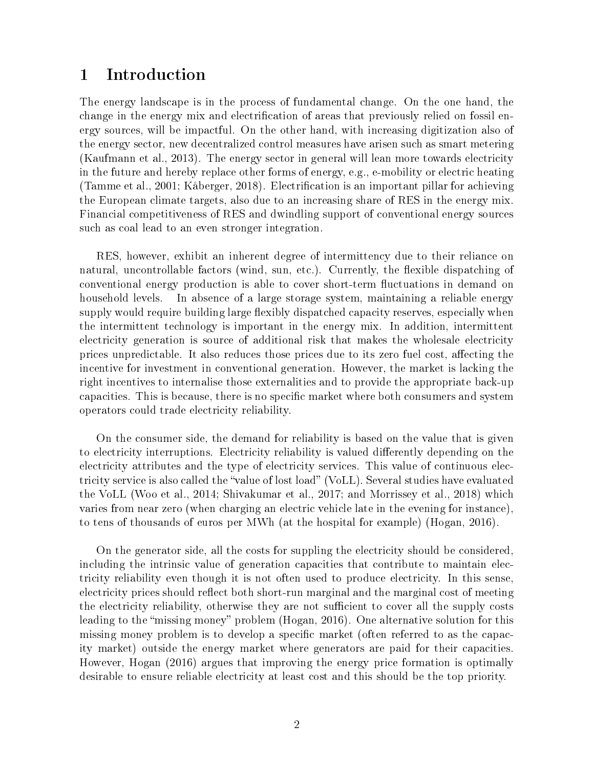# 1 Introduction

The energy landscape is in the process of fundamental change. On the one hand, the change in the energy mix and electrification of areas that previously relied on fossil energy sources, will be impactful. On the other hand, with increasing digitization also of the energy sector, new decentralized control measures have arisen such as smart metering (Kaufmann et al., 2013). The energy sector in general will lean more towards electricity in the future and hereby replace other forms of energy, e.g., e-mobility or electric heating (Tamme et al., 2001; Kåberger, 2018). Electrification is an important pillar for achieving the European climate targets, also due to an increasing share of RES in the energy mix. Financial competitiveness of RES and dwindling support of conventional energy sources such as coal lead to an even stronger integration.

RES, however, exhibit an inherent degree of intermittency due to their reliance on natural, uncontrollable factors (wind, sun, etc.). Currently, the flexible dispatching of conventional energy production is able to cover short-term fluctuations in demand on household levels. In absence of a large storage system, maintaining a reliable energy supply would require building large flexibly dispatched capacity reserves, especially when the intermittent technology is important in the energy mix. In addition, intermittent electricity generation is source of additional risk that makes the wholesale electricity prices unpredictable. It also reduces those prices due to its zero fuel cost, affecting the incentive for investment in conventional generation. However, the market is lacking the right incentives to internalise those externalities and to provide the appropriate back-up capacities. This is because, there is no specific market where both consumers and system operators could trade electricity reliability.

On the consumer side, the demand for reliability is based on the value that is given to electricity interruptions. Electricity reliability is valued differently depending on the electricity attributes and the type of electricity services. This value of continuous electricity service is also called the "value of lost load" (VoLL). Several studies have evaluated the VoLL (Woo et al., 2014; Shivakumar et al., 2017; and Morrissey et al., 2018) which varies from near zero (when charging an electric vehicle late in the evening for instance), to tens of thousands of euros per MWh (at the hospital for example) (Hogan, 2016).

On the generator side, all the costs for suppling the electricity should be considered, including the intrinsic value of generation capacities that contribute to maintain electricity reliability even though it is not often used to produce electricity. In this sense, electricity prices should reflect both short-run marginal and the marginal cost of meeting the electricity reliability, otherwise they are not sufficient to cover all the supply costs leading to the "missing money" problem (Hogan, 2016). One alternative solution for this missing money problem is to develop a specific market (often referred to as the capacity market) outside the energy market where generators are paid for their capacities. However, Hogan (2016) argues that improving the energy price formation is optimally desirable to ensure reliable electricity at least cost and this should be the top priority.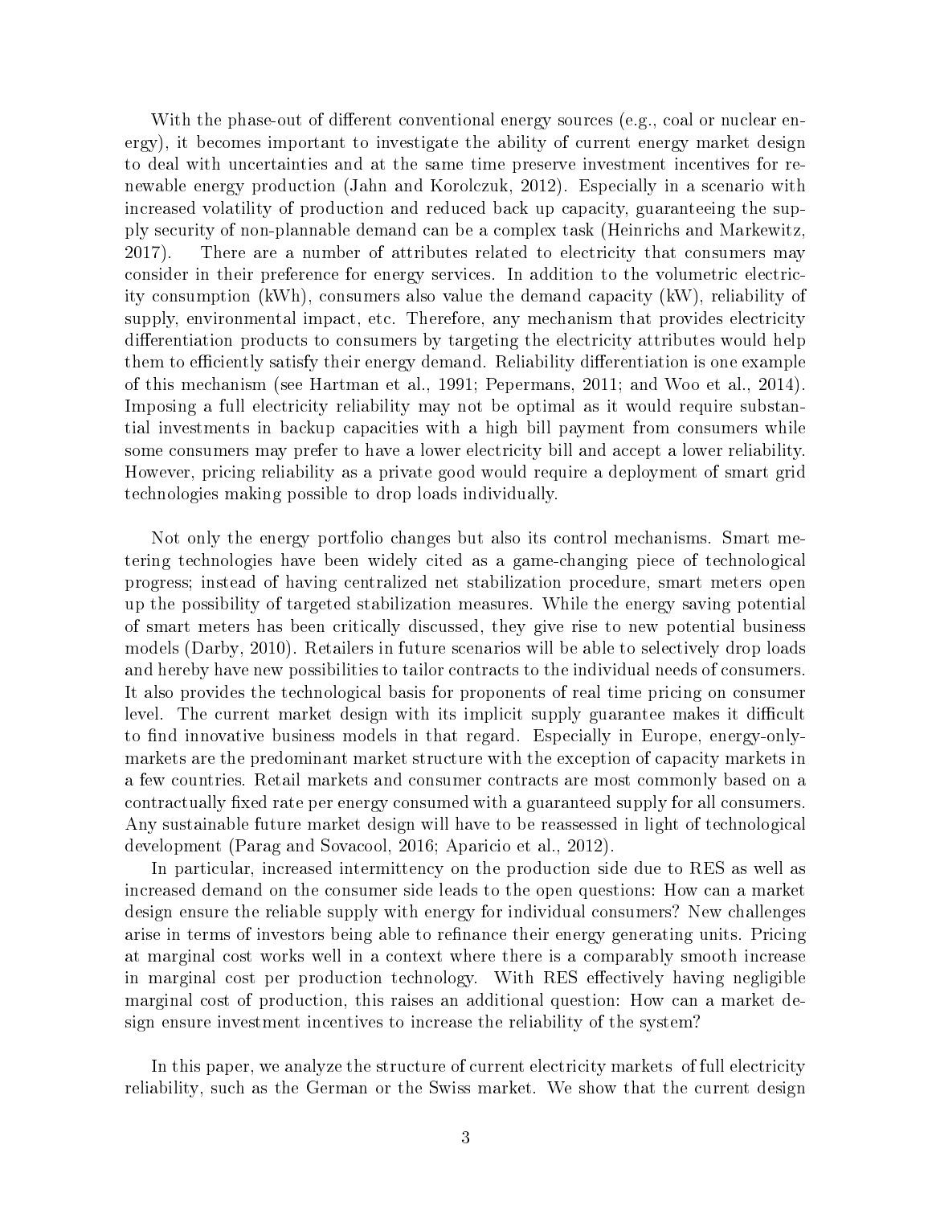With the phase-out of different conventional energy sources (e.g., coal or nuclear energy), it becomes important to investigate the ability of current energy market design to deal with uncertainties and at the same time preserve investment incentives for renewable energy production (Jahn and Korolczuk, 2012). Especially in a scenario with increased volatility of production and reduced back up capacity, guaranteeing the supply security of non-plannable demand can be a complex task (Heinrichs and Markewitz, 2017). There are a number of attributes related to electricity that consumers may consider in their preference for energy services. In addition to the volumetric electricity consumption (kWh), consumers also value the demand capacity (kW), reliability of supply, environmental impact, etc. Therefore, any mechanism that provides electricity differentiation products to consumers by targeting the electricity attributes would help them to efficiently satisfy their energy demand. Reliability differentiation is one example of this mechanism (see Hartman et al., 1991; Pepermans, 2011; and Woo et al., 2014). Imposing a full electricity reliability may not be optimal as it would require substantial investments in backup capacities with a high bill payment from consumers while some consumers may prefer to have a lower electricity bill and accept a lower reliability. However, pricing reliability as a private good would require a deployment of smart grid technologies making possible to drop loads individually.

Not only the energy portfolio changes but also its control mechanisms. Smart metering technologies have been widely cited as a game-changing piece of technological progress; instead of having centralized net stabilization procedure, smart meters open up the possibility of targeted stabilization measures. While the energy saving potential of smart meters has been critically discussed, they give rise to new potential business models (Darby, 2010). Retailers in future scenarios will be able to selectively drop loads and hereby have new possibilities to tailor contracts to the individual needs of consumers. It also provides the technological basis for proponents of real time pricing on consumer level. The current market design with its implicit supply guarantee makes it difficult to find innovative business models in that regard. Especially in Europe, energy-only-markets are the predominant market structure with the exception of capacity markets in a few countries. Retail markets and consumer contracts are most commonly based on a contractually fixed rate per energy consumed with a guaranteed supply for all consumers. Any sustainable future market design will have to be reassessed in light of technological development (Parag and Sovacool, 2016; Aparicio et al., 2012).

In particular, increased intermittency on the production side due to RES as well as increased demand on the consumer side leads to the open questions: How can a market design ensure the reliable supply with energy for individual consumers? New challenges arise in terms of investors being able to refinance their energy generating units. Pricing at marginal cost works well in a context where there is a comparably smooth increase in marginal cost per production technology. With RES effectively having negligible marginal cost of production, this raises an additional question: How can a market design ensure investment incentives to increase the reliability of the system?

In this paper, we analyze the structure of current electricity markets of full electricity reliability, such as the German or the Swiss market. We show that the current design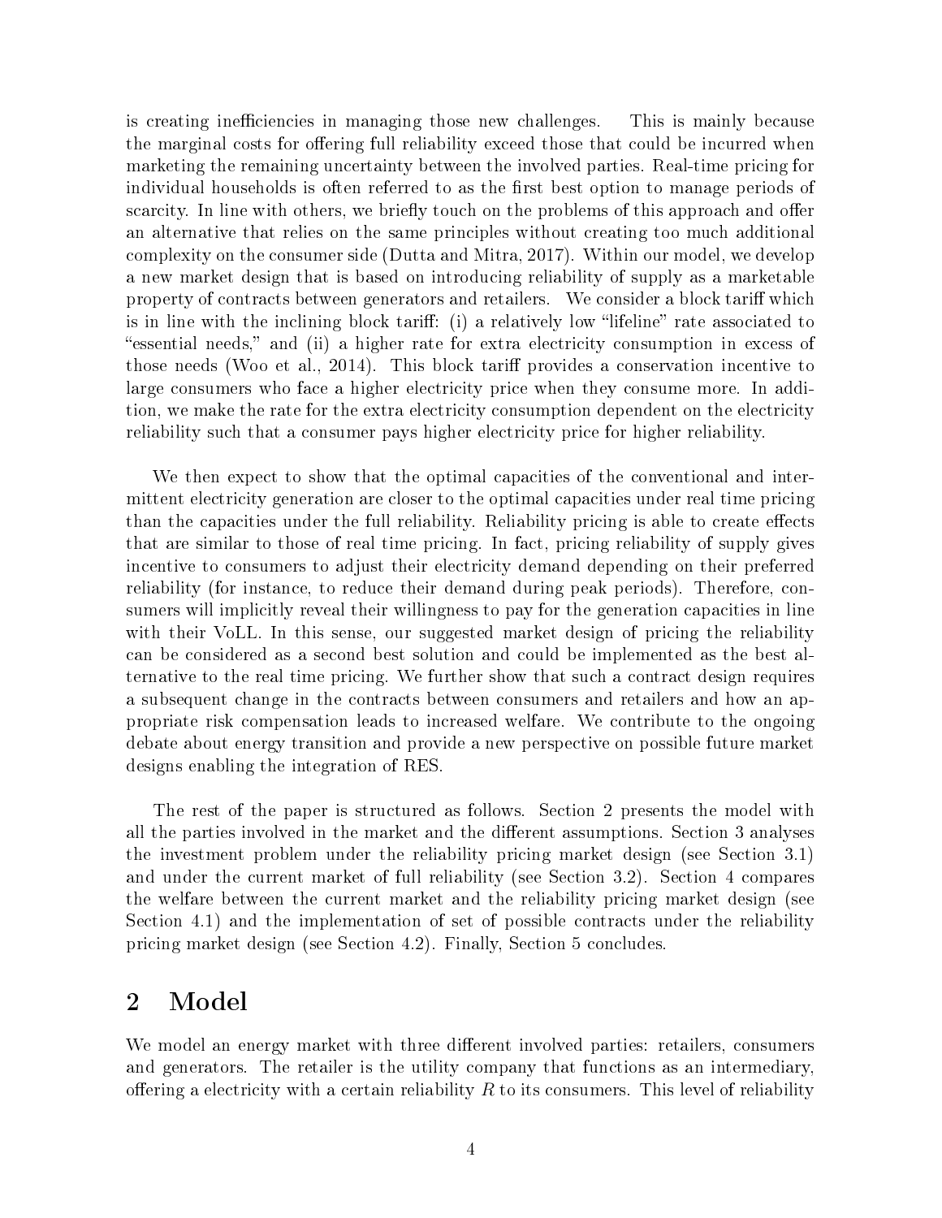is creating inefficiencies in managing those new challenges. This is mainly because the marginal costs for offering full reliability exceed those that could be incurred when marketing the remaining uncertainty between the involved parties. Real-time pricing for individual households is often referred to as the first best option to manage periods of scarcity. In line with others, we briefly touch on the problems of this approach and offer an alternative that relies on the same principles without creating too much additional complexity on the consumer side (Dutta and Mitra, 2017). Within our model, we develop a new market design that is based on introducing reliability of supply as a marketable property of contracts between generators and retailers. We consider a block tariff which is in line with the inclining block tariff: (i) a relatively low "lifeline" rate associated to "essential needs," and (ii) a higher rate for extra electricity consumption in excess of those needs (Woo et al., 2014). This block tariff provides a conservation incentive to large consumers who face a higher electricity price when they consume more. In addition, we make the rate for the extra electricity consumption dependent on the electricity reliability such that a consumer pays higher electricity price for higher reliability.

We then expect to show that the optimal capacities of the conventional and intermittent electricity generation are closer to the optimal capacities under real time pricing than the capacities under the full reliability. Reliability pricing is able to create effects that are similar to those of real time pricing. In fact, pricing reliability of supply gives incentive to consumers to adjust their electricity demand depending on their preferred reliability (for instance, to reduce their demand during peak periods). Therefore, consumers will implicitly reveal their willingness to pay for the generation capacities in line with their VoLL. In this sense, our suggested market design of pricing the reliability can be considered as a second best solution and could be implemented as the best alternative to the real time pricing. We further show that such a contract design requires a subsequent change in the contracts between consumers and retailers and how an appropriate risk compensation leads to increased welfare. We contribute to the ongoing debate about energy transition and provide a new perspective on possible future market designs enabling the integration of RES.

The rest of the paper is structured as follows. Section 2 presents the model with all the parties involved in the market and the different assumptions. Section 3 analyses the investment problem under the reliability pricing market design (see Section 3.1) and under the current market of full reliability (see Section 3.2). Section 4 compares the welfare between the current market and the reliability pricing market design (see Section 4.1) and the implementation of set of possible contracts under the reliability pricing market design (see Section 4.2). Finally, Section 5 concludes.

## 2 Model

We model an energy market with three different involved parties: retailers, consumers and generators. The retailer is the utility company that functions as an intermediary, offering a electricity with a certain reliability $R$ to its consumers. This level of reliability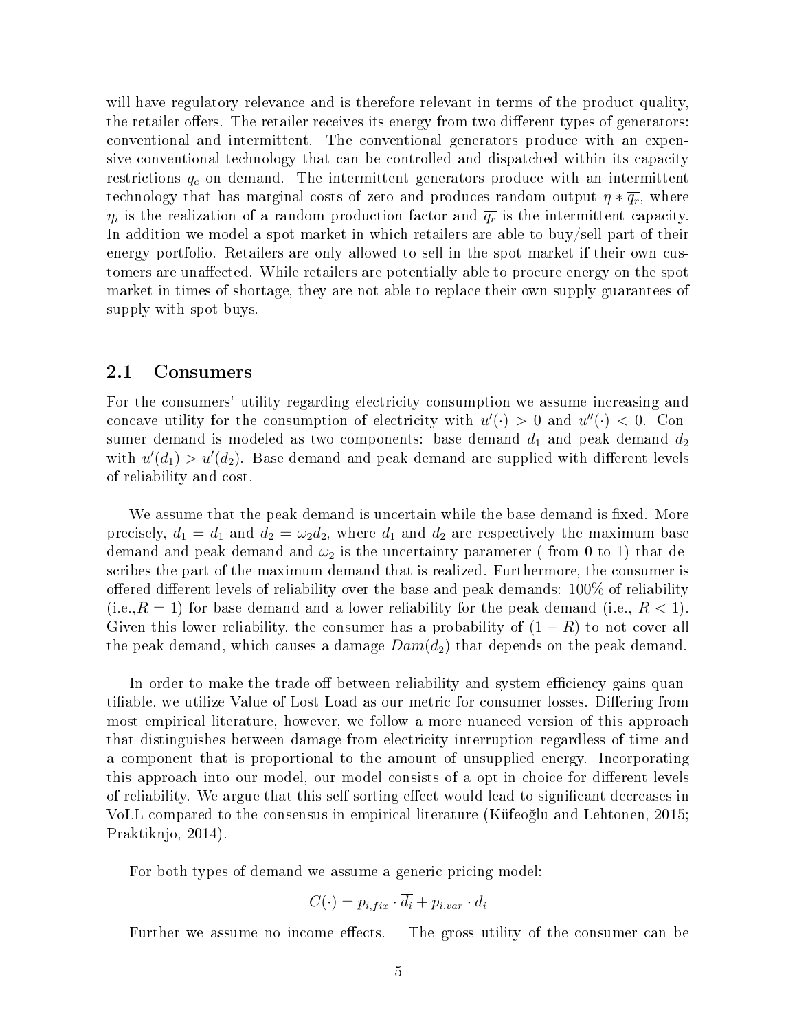will have regulatory relevance and is therefore relevant in terms of the product quality, the retailer offers. The retailer receives its energy from two different types of generators: conventional and intermittent. The conventional generators produce with an expensive conventional technology that can be controlled and dispatched within its capacity restrictions $\overline{q_c}$ on demand. The intermittent generators produce with an intermittent technology that has marginal costs of zero and produces random output $\eta * \overline{q_r}$, where $\eta_i$ is the realization of a random production factor and $\overline{q_r}$ is the intermittent capacity. In addition we model a spot market in which retailers are able to buy/sell part of their energy portfolio. Retailers are only allowed to sell in the spot market if their own customers are unaffected. While retailers are potentially able to procure energy on the spot market in times of shortage, they are not able to replace their own supply guarantees of supply with spot buys.

## 2.1 Consumers

For the consumers' utility regarding electricity consumption we assume increasing and concave utility for the consumption of electricity with $u'(\cdot) > 0$ and $u''(\cdot) < 0$. Consumer demand is modeled as two components: base demand $d_1$ and peak demand $d_2$ with $u'(d_1) > u'(d_2)$. Base demand and peak demand are supplied with different levels of reliability and cost.

We assume that the peak demand is uncertain while the base demand is fixed. More precisely, $d_1 = \overline{d_1}$ and $d_2 = \omega_2 \overline{d_2}$, where $\overline{d_1}$ and $\overline{d_2}$ are respectively the maximum base demand and peak demand and $\omega_2$ is the uncertainty parameter ( from 0 to 1) that describes the part of the maximum demand that is realized. Furthermore, the consumer is offered different levels of reliability over the base and peak demands: 100% of reliability (i.e.,$R = 1$) for base demand and a lower reliability for the peak demand (i.e., $R < 1$). Given this lower reliability, the consumer has a probability of $(1 - R)$ to not cover all the peak demand, which causes a damage $Dam(d_2)$ that depends on the peak demand.

In order to make the trade-off between reliability and system efficiency gains quantifiable, we utilize Value of Lost Load as our metric for consumer losses. Differing from most empirical literature, however, we follow a more nuanced version of this approach that distinguishes between damage from electricity interruption regardless of time and a component that is proportional to the amount of unsupplied energy. Incorporating this approach into our model, our model consists of a opt-in choice for different levels of reliability. We argue that this self sorting effect would lead to significant decreases in VoLL compared to the consensus in empirical literature (Küfeoğlu and Lehtonen, 2015; Praktiknjo, 2014).

For both types of demand we assume a generic pricing model:

$$C(\cdot) = p_{i,fix} \cdot \overline{d_i} + p_{i,var} \cdot d_i$$

Further we assume no income effects. The gross utility of the consumer can be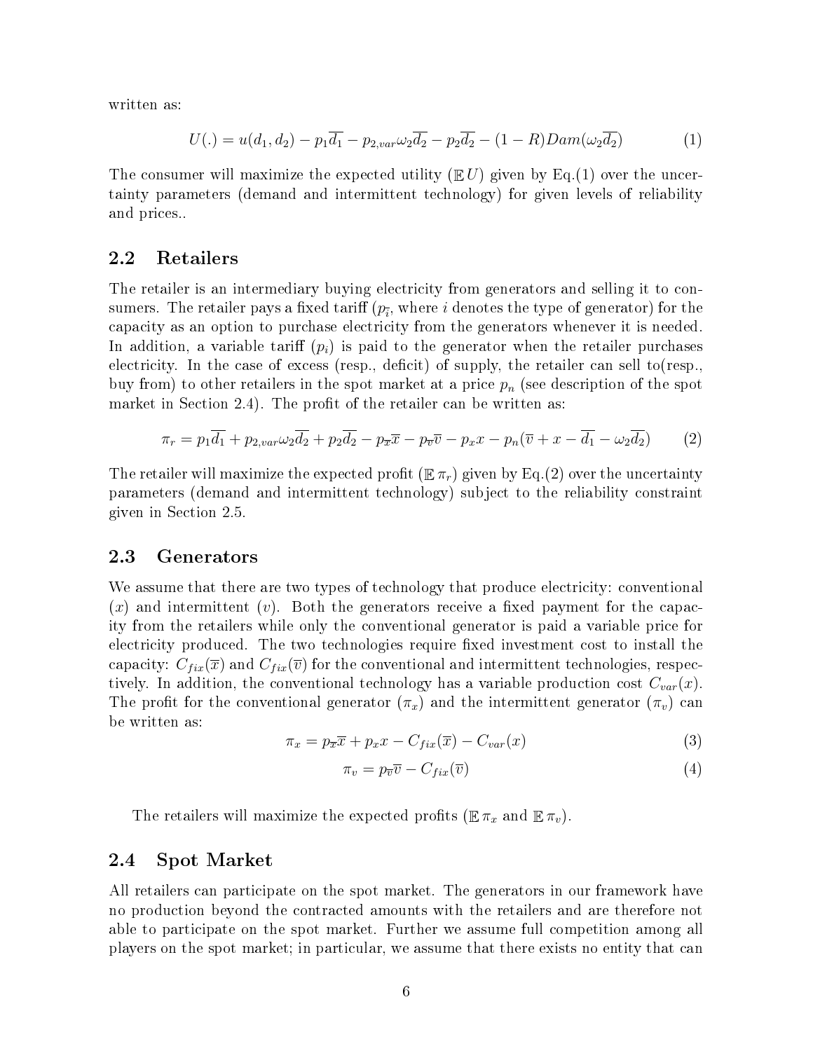written as:

$$U(.) = u(d_1, d_2) - p_1\overline{d_1} - p_{2,var}\omega_2\overline{d_2} - p_2\overline{d_2} - (1-R)Dam(\omega_2\overline{d_2}) \tag{1}$$

The consumer will maximize the expected utility ($\mathbb{E}\,U$) given by Eq.(1) over the uncertainty parameters (demand and intermittent technology) for given levels of reliability and prices..

## 2.2 Retailers

The retailer is an intermediary buying electricity from generators and selling it to consumers. The retailer pays a fixed tariff ($p_{\overline{i}}$, where $i$ denotes the type of generator) for the capacity as an option to purchase electricity from the generators whenever it is needed. In addition, a variable tariff ($p_i$) is paid to the generator when the retailer purchases electricity. In the case of excess (resp., deficit) of supply, the retailer can sell to(resp., buy from) to other retailers in the spot market at a price $p_n$ (see description of the spot market in Section 2.4). The profit of the retailer can be written as:

$$\pi_r = p_1\overline{d_1} + p_{2,var}\omega_2\overline{d_2} + p_2\overline{d_2} - p_{\overline{x}}\overline{x} - p_{\overline{v}}\overline{v} - p_x x - p_n(\overline{v} + x - \overline{d_1} - \omega_2\overline{d_2}) \tag{2}$$

The retailer will maximize the expected profit ($\mathbb{E}\,\pi_r$) given by Eq.(2) over the uncertainty parameters (demand and intermittent technology) subject to the reliability constraint given in Section 2.5.

## 2.3 Generators

We assume that there are two types of technology that produce electricity: conventional ($x$) and intermittent ($v$). Both the generators receive a fixed payment for the capacity from the retailers while only the conventional generator is paid a variable price for electricity produced. The two technologies require fixed investment cost to install the capacity: $C_{fix}(\overline{x})$ and $C_{fix}(\overline{v})$ for the conventional and intermittent technologies, respectively. In addition, the conventional technology has a variable production cost $C_{var}(x)$. The profit for the conventional generator ($\pi_x$) and the intermittent generator ($\pi_v$) can be written as:

$$\pi_x = p_{\overline{x}}\overline{x} + p_x x - C_{fix}(\overline{x}) - C_{var}(x) \tag{3}$$

$$\pi_v = p_{\overline{v}}\overline{v} - C_{fix}(\overline{v}) \tag{4}$$

The retailers will maximize the expected profits ($\mathbb{E}\,\pi_x$ and $\mathbb{E}\,\pi_v$).

## 2.4 Spot Market

All retailers can participate on the spot market. The generators in our framework have no production beyond the contracted amounts with the retailers and are therefore not able to participate on the spot market. Further we assume full competition among all players on the spot market; in particular, we assume that there exists no entity that can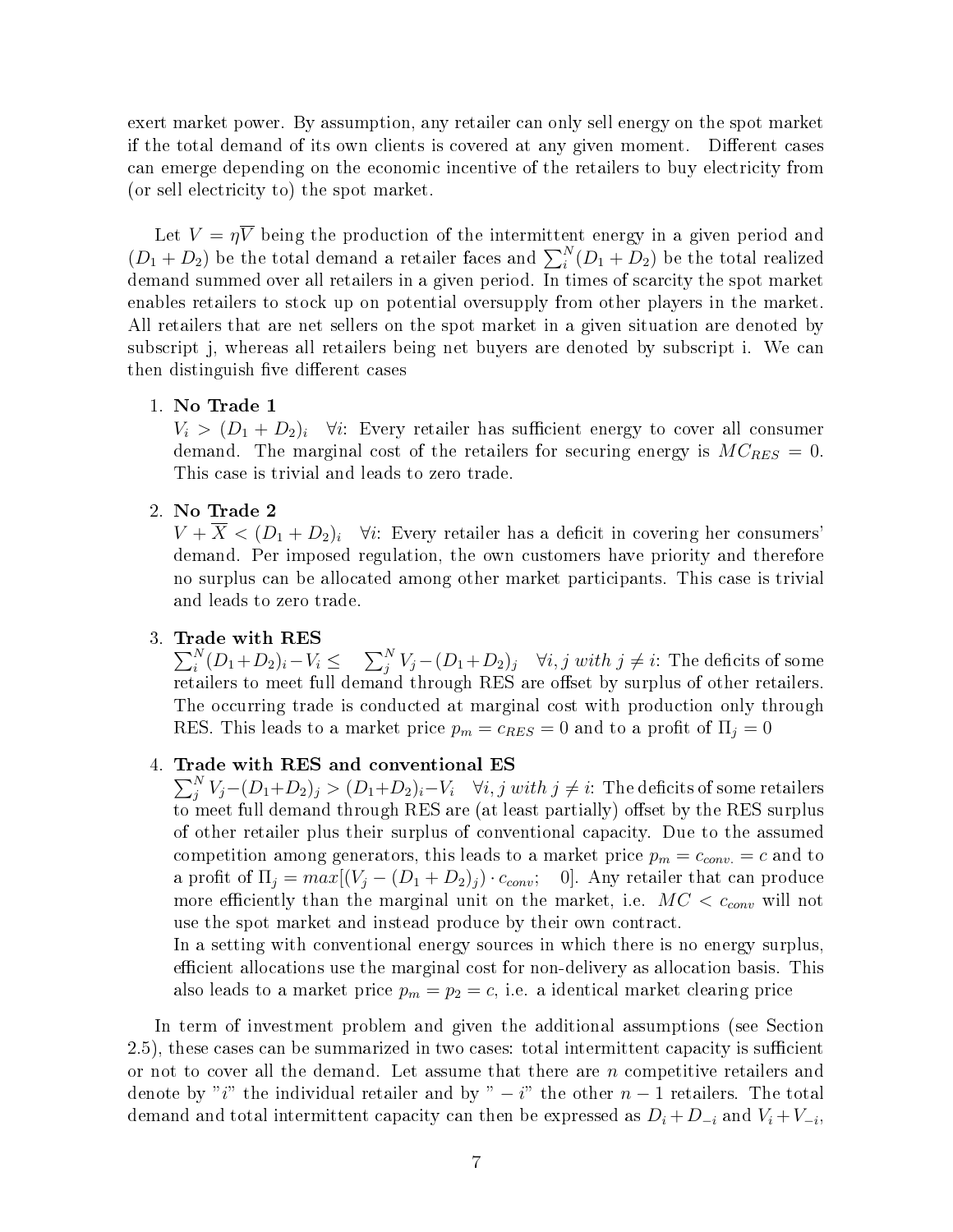exert market power. By assumption, any retailer can only sell energy on the spot market if the total demand of its own clients is covered at any given moment. Different cases can emerge depending on the economic incentive of the retailers to buy electricity from (or sell electricity to) the spot market.

Let $V = \eta \overline{V}$ being the production of the intermittent energy in a given period and $(D_1 + D_2)$ be the total demand a retailer faces and $\sum_i^N (D_1 + D_2)$ be the total realized demand summed over all retailers in a given period. In times of scarcity the spot market enables retailers to stock up on potential oversupply from other players in the market. All retailers that are net sellers on the spot market in a given situation are denoted by subscript j, whereas all retailers being net buyers are denoted by subscript i. We can then distinguish five different cases

1. **No Trade 1**
   $V_i > (D_1 + D_2)_i \quad \forall i$: Every retailer has sufficient energy to cover all consumer demand. The marginal cost of the retailers for securing energy is $MC_{RES} = 0$. This case is trivial and leads to zero trade.

2. **No Trade 2**
   $V + \overline{X} < (D_1 + D_2)_i \quad \forall i$: Every retailer has a deficit in covering her consumers' demand. Per imposed regulation, the own customers have priority and therefore no surplus can be allocated among other market participants. This case is trivial and leads to zero trade.

3. **Trade with RES**
   $\sum_i^N (D_1 + D_2)_i - V_i \leq \quad \sum_j^N V_j - (D_1 + D_2)_j \quad \forall i, j \; with \; j \neq i$: The deficits of some retailers to meet full demand through RES are offset by surplus of other retailers. The occurring trade is conducted at marginal cost with production only through RES. This leads to a market price $p_m = c_{RES} = 0$ and to a profit of $\Pi_j = 0$

4. **Trade with RES and conventional ES**
   $\sum_j^N V_j - (D_1 + D_2)_j > (D_1 + D_2)_i - V_i \quad \forall i, j \; with \; j \neq i$: The deficits of some retailers to meet full demand through RES are (at least partially) offset by the RES surplus of other retailer plus their surplus of conventional capacity. Due to the assumed competition among generators, this leads to a market price $p_m = c_{conv.} = c$ and to a profit of $\Pi_j = max[(V_j - (D_1 + D_2)_j) \cdot c_{conv}; \quad 0]$. Any retailer that can produce more efficiently than the marginal unit on the market, i.e. $MC < c_{conv}$ will not use the spot market and instead produce by their own contract.
   In a setting with conventional energy sources in which there is no energy surplus, efficient allocations use the marginal cost for non-delivery as allocation basis. This also leads to a market price $p_m = p_2 = c$, i.e. a identical market clearing price

In term of investment problem and given the additional assumptions (see Section 2.5), these cases can be summarized in two cases: total intermittent capacity is sufficient or not to cover all the demand. Let assume that there are $n$ competitive retailers and denote by "$i$" the individual retailer and by "$-i$" the other $n-1$ retailers. The total demand and total intermittent capacity can then be expressed as $D_i + D_{-i}$ and $V_i + V_{-i}$,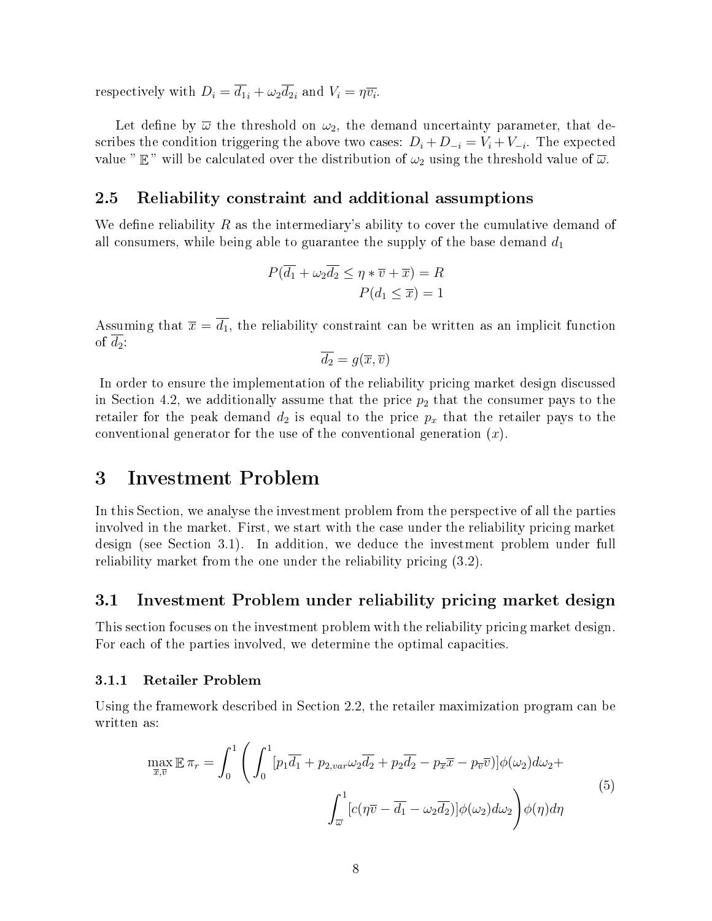respectively with $D_i = \overline{d_1}_i + \omega_2 \overline{d_2}_i$ and $V_i = \eta \overline{v_i}$.

Let define by $\overline{\varpi}$ the threshold on $\omega_2$, the demand uncertainty parameter, that describes the condition triggering the above two cases: $D_i + D_{-i} = V_i + V_{-i}$. The expected value "$\mathbb{E}$" will be calculated over the distribution of $\omega_2$ using the threshold value of $\overline{\varpi}$.

### 2.5 Reliability constraint and additional assumptions

We define reliability $R$ as the intermediary's ability to cover the cumulative demand of all consumers, while being able to guarantee the supply of the base demand $d_1$

$$P(\overline{d_1} + \omega_2 \overline{d_2} \leq \eta * \overline{v} + \overline{x}) = R$$
$$P(d_1 \leq \overline{x}) = 1$$

Assuming that $\overline{x} = \overline{d_1}$, the reliability constraint can be written as an implicit function of $\overline{d_2}$:

$$\overline{d_2} = g(\overline{x}, \overline{v})$$

In order to ensure the implementation of the reliability pricing market design discussed in Section 4.2, we additionally assume that the price $p_2$ that the consumer pays to the retailer for the peak demand $d_2$ is equal to the price $p_x$ that the retailer pays to the conventional generator for the use of the conventional generation ($x$).

# 3 Investment Problem

In this Section, we analyse the investment problem from the perspective of all the parties involved in the market. First, we start with the case under the reliability pricing market design (see Section 3.1). In addition, we deduce the investment problem under full reliability market from the one under the reliability pricing (3.2).

## 3.1 Investment Problem under reliability pricing market design

This section focuses on the investment problem with the reliability pricing market design. For each of the parties involved, we determine the optimal capacities.

### 3.1.1 Retailer Problem

Using the framework described in Section 2.2, the retailer maximization program can be written as:

$$\max_{\overline{x},\overline{v}} \mathbb{E}\, \pi_r = \int_0^1 \Bigg( \int_0^1 [p_1 \overline{d_1} + p_{2,var} \omega_2 \overline{d_2} + p_2 \overline{d_2} - p_{\overline{x}} \overline{x} - p_{\overline{v}} \overline{v})] \phi(\omega_2) d\omega_2 + \int_{\overline{\varpi}}^1 [c(\eta \overline{v} - \overline{d_1} - \omega_2 \overline{d_2})] \phi(\omega_2) d\omega_2 \Bigg) \phi(\eta) d\eta \tag{5}$$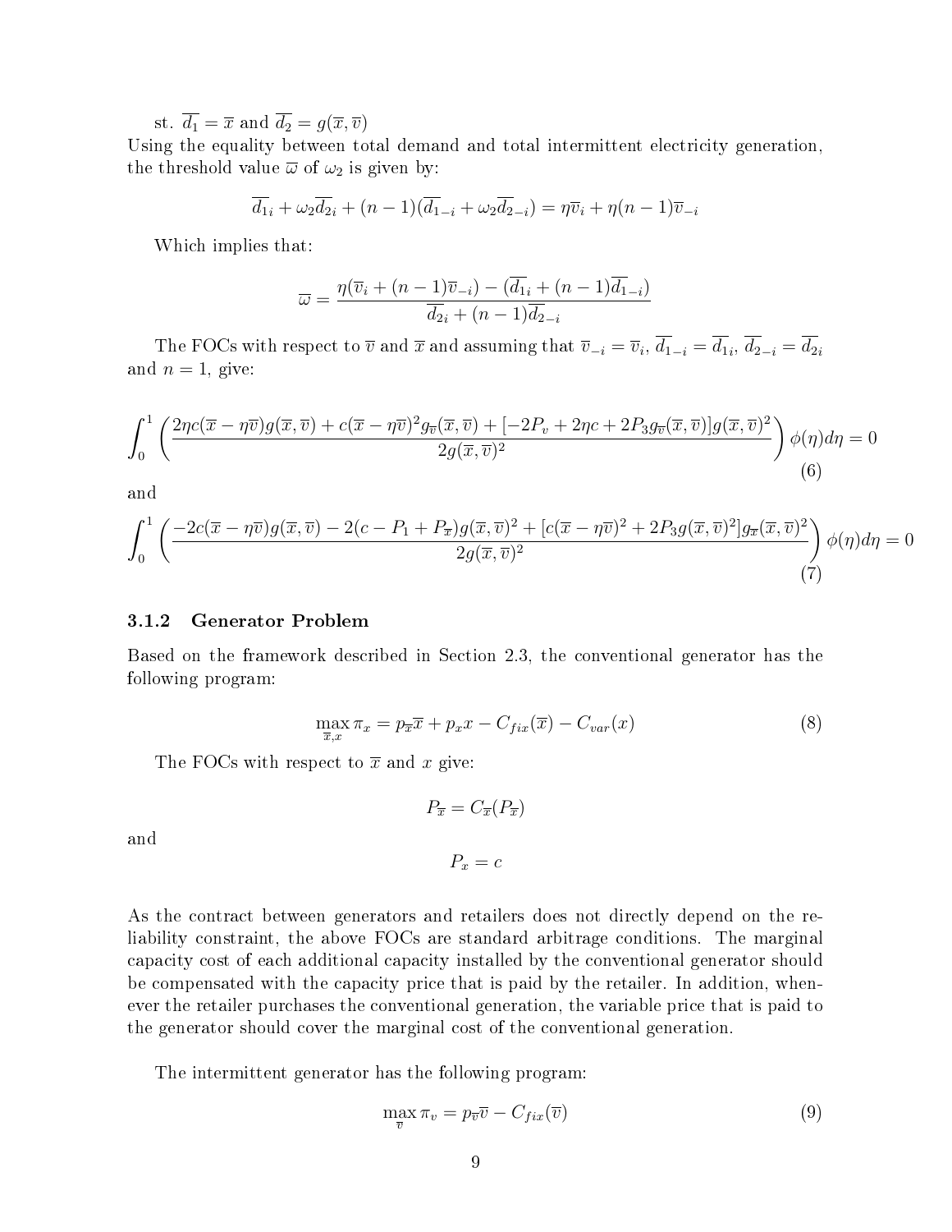st. $\overline{d_1} = \overline{x}$ and $\overline{d_2} = g(\overline{x}, \overline{v})$

Using the equality between total demand and total intermittent electricity generation, the threshold value $\overline{\omega}$ of $\omega_2$ is given by:

$$\overline{d_{1i}} + \omega_2 \overline{d_{2i}} + (n-1)(\overline{d_{1-i}} + \omega_2 \overline{d_{2-i}}) = \eta \overline{v}_i + \eta(n-1)\overline{v}_{-i}$$

Which implies that:

$$\overline{\omega} = \frac{\eta(\overline{v}_i + (n-1)\overline{v}_{-i}) - (\overline{d_{1i}} + (n-1)\overline{d_{1-i}})}{\overline{d_{2i}} + (n-1)\overline{d_{2-i}}}$$

The FOCs with respect to $\overline{v}$ and $\overline{x}$ and assuming that $\overline{v}_{-i} = \overline{v}_i$, $\overline{d_{1-i}} = \overline{d_{1i}}$, $\overline{d_{2-i}} = \overline{d_{2i}}$ and $n = 1$, give:

$$\int_0^1 \left( \frac{2\eta c(\overline{x} - \eta\overline{v}) g(\overline{x}, \overline{v}) + c(\overline{x} - \eta\overline{v})^2 g_{\overline{v}}(\overline{x}, \overline{v}) + [-2P_v + 2\eta c + 2P_3 g_{\overline{v}}(\overline{x}, \overline{v})] g(\overline{x}, \overline{v})^2}{2g(\overline{x}, \overline{v})^2} \right) \phi(\eta) d\eta = 0 \tag{6}$$

and

$$\int_0^1 \left( \frac{-2c(\overline{x} - \eta\overline{v}) g(\overline{x}, \overline{v}) - 2(c - P_1 + P_{\overline{x}}) g(\overline{x}, \overline{v})^2 + [c(\overline{x} - \eta\overline{v})^2 + 2P_3 g(\overline{x}, \overline{v})^2] g_{\overline{x}}(\overline{x}, \overline{v})^2}{2g(\overline{x}, \overline{v})^2} \right) \phi(\eta) d\eta = 0 \tag{7}$$

### 3.1.2 Generator Problem

Based on the framework described in Section 2.3, the conventional generator has the following program:

$$\max_{\overline{x}, x} \pi_x = p_{\overline{x}} \overline{x} + p_x x - C_{fix}(\overline{x}) - C_{var}(x) \tag{8}$$

The FOCs with respect to $\overline{x}$ and $x$ give:

$$P_{\overline{x}} = C_{\overline{x}}(P_{\overline{x}})$$

and

$$P_x = c$$

As the contract between generators and retailers does not directly depend on the reliability constraint, the above FOCs are standard arbitrage conditions. The marginal capacity cost of each additional capacity installed by the conventional generator should be compensated with the capacity price that is paid by the retailer. In addition, whenever the retailer purchases the conventional generation, the variable price that is paid to the generator should cover the marginal cost of the conventional generation.

The intermittent generator has the following program:

$$\max_{\overline{v}} \pi_v = p_{\overline{v}} \overline{v} - C_{fix}(\overline{v}) \tag{9}$$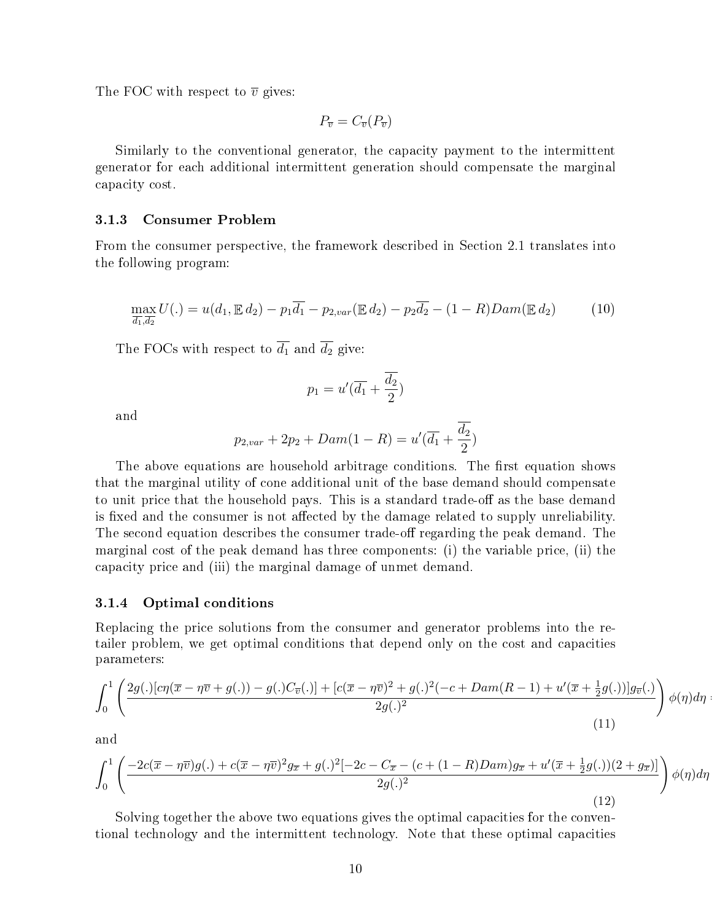The FOC with respect to $\overline{v}$ gives:

$$P_{\overline{v}} = C_{\overline{v}}(P_{\overline{v}})$$

Similarly to the conventional generator, the capacity payment to the intermittent generator for each additional intermittent generation should compensate the marginal capacity cost.

### 3.1.3 Consumer Problem

From the consumer perspective, the framework described in Section 2.1 translates into the following program:

$$\max_{\overline{d_1}, \overline{d_2}} U(.) = u(d_1, \mathbb{E}\, d_2) - p_1 \overline{d_1} - p_{2,var}(\mathbb{E}\, d_2) - p_2 \overline{d_2} - (1-R) Dam(\mathbb{E}\, d_2) \tag{10}$$

The FOCs with respect to $\overline{d_1}$ and $\overline{d_2}$ give:

$$p_1 = u'(\overline{d_1} + \frac{\overline{d_2}}{2})$$

and

$$p_{2,var} + 2p_2 + Dam(1-R) = u'(\overline{d_1} + \frac{\overline{d_2}}{2})$$

The above equations are household arbitrage conditions. The first equation shows that the marginal utility of cone additional unit of the base demand should compensate to unit price that the household pays. This is a standard trade-off as the base demand is fixed and the consumer is not affected by the damage related to supply unreliability. The second equation describes the consumer trade-off regarding the peak demand. The marginal cost of the peak demand has three components: (i) the variable price, (ii) the capacity price and (iii) the marginal damage of unmet demand.

### 3.1.4 Optimal conditions

Replacing the price solutions from the consumer and generator problems into the retailer problem, we get optimal conditions that depend only on the cost and capacities parameters:

$$\int_0^1 \left( \frac{2g(.)[c\eta(\overline{x} - \eta\overline{v} + g(.)) - g(.)C_{\overline{v}}(.)] + [c(\overline{x} - \eta\overline{v})^2 + g(.)^2(-c + Dam(R-1) + u'(\overline{x} + \frac{1}{2}g(.))]g_{\overline{v}}(.)}{2g(.)^2} \right) \phi(\eta) d\eta = \tag{11}$$

and

$$\int_0^1 \left( \frac{-2c(\overline{x} - \eta\overline{v})g(.) + c(\overline{x} - \eta\overline{v})^2 g_{\overline{x}} + g(.)^2[-2c - C_{\overline{x}} - (c + (1-R)Dam)g_{\overline{x}} + u'(\overline{x} + \frac{1}{2}g(.))(2 + g_{\overline{x}})]}{2g(.)^2} \right) \phi(\eta) d\eta \tag{12}$$

Solving together the above two equations gives the optimal capacities for the conventional technology and the intermittent technology. Note that these optimal capacities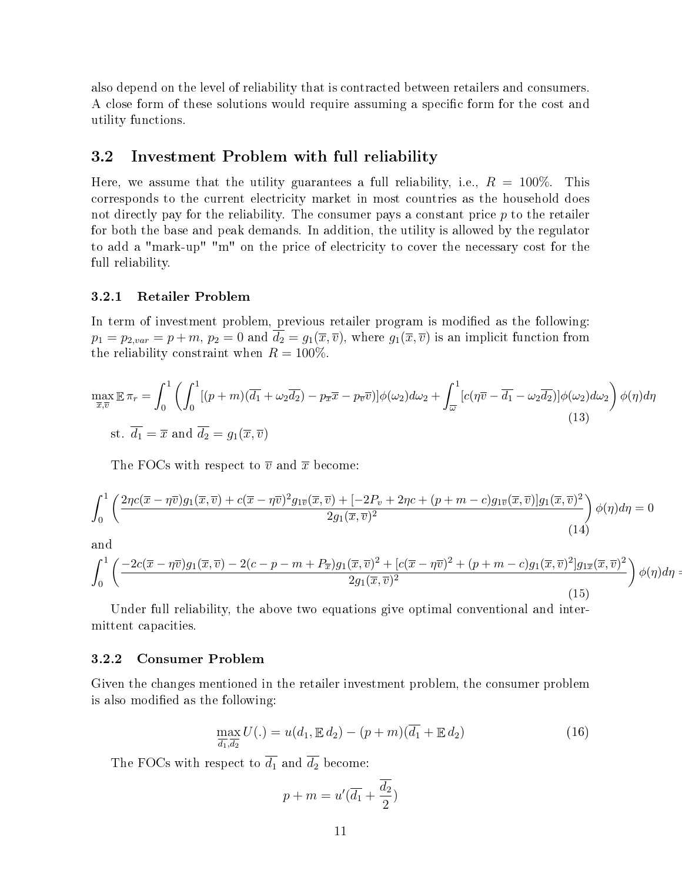also depend on the level of reliability that is contracted between retailers and consumers. A close form of these solutions would require assuming a specific form for the cost and utility functions.

## 3.2 Investment Problem with full reliability

Here, we assume that the utility guarantees a full reliability, i.e., $R = 100\%$. This corresponds to the current electricity market in most countries as the household does not directly pay for the reliability. The consumer pays a constant price $p$ to the retailer for both the base and peak demands. In addition, the utility is allowed by the regulator to add a "mark-up" "m" on the price of electricity to cover the necessary cost for the full reliability.

### 3.2.1 Retailer Problem

In term of investment problem, previous retailer program is modified as the following: $p_1 = p_{2,var} = p + m$, $p_2 = 0$ and $\overline{d_2} = g_1(\overline{x}, \overline{v})$, where $g_1(\overline{x}, \overline{v})$ is an implicit function from the reliability constraint when $R = 100\%$.

$$\max_{\overline{x},\overline{v}} \mathbb{E}\,\pi_r = \int_0^1 \left( \int_0^1 [(p+m)(\overline{d_1} + \omega_2 \overline{d_2}) - p_{\overline{x}}\overline{x} - p_{\overline{v}}\overline{v})]\phi(\omega_2)d\omega_2 + \int_{\overline{\omega}}^1 [c(\eta\overline{v} - \overline{d_1} - \omega_2\overline{d_2})]\phi(\omega_2)d\omega_2 \right) \phi(\eta)d\eta \tag{13}$$

$$\text{st. } \overline{d_1} = \overline{x} \text{ and } \overline{d_2} = g_1(\overline{x}, \overline{v})$$

The FOCs with respect to $\overline{v}$ and $\overline{x}$ become:

$$\int_0^1 \left( \frac{2\eta c(\overline{x} - \eta\overline{v})g_1(\overline{x}, \overline{v}) + c(\overline{x} - \eta\overline{v})^2 g_{1\overline{v}}(\overline{x}, \overline{v}) + [-2P_v + 2\eta c + (p+m-c)g_{1\overline{v}}(\overline{x}, \overline{v})]g_1(\overline{x}, \overline{v})^2}{2g_1(\overline{x}, \overline{v})^2} \right) \phi(\eta)d\eta = 0 \tag{14}$$

and

$$\int_0^1 \left( \frac{-2c(\overline{x} - \eta\overline{v})g_1(\overline{x}, \overline{v}) - 2(c - p - m + P_{\overline{x}})g_1(\overline{x}, \overline{v})^2 + [c(\overline{x} - \eta\overline{v})^2 + (p+m-c)g_1(\overline{x}, \overline{v})^2]g_{1\overline{x}}(\overline{x}, \overline{v})^2}{2g_1(\overline{x}, \overline{v})^2} \right) \phi(\eta)d\eta = \tag{15}$$

Under full reliability, the above two equations give optimal conventional and intermittent capacities.

### 3.2.2 Consumer Problem

Given the changes mentioned in the retailer investment problem, the consumer problem is also modified as the following:

$$\max_{\overline{d_1},\overline{d_2}} U(.) = u(d_1, \mathbb{E}\, d_2) - (p+m)(\overline{d_1} + \mathbb{E}\, d_2) \tag{16}$$

The FOCs with respect to $\overline{d_1}$ and $\overline{d_2}$ become:

$$p + m = u'(\overline{d_1} + \frac{\overline{d_2}}{2})$$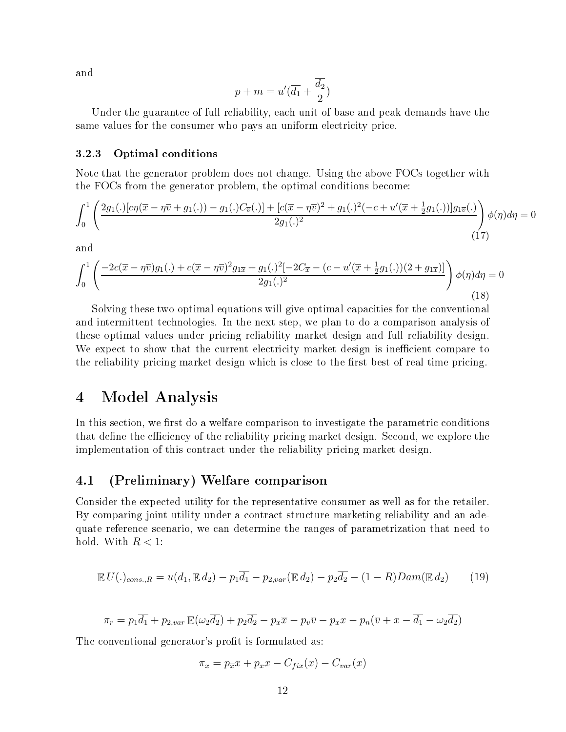and

$$p + m = u'(\overline{d_1} + \frac{\overline{d_2}}{2})$$

Under the guarantee of full reliability, each unit of base and peak demands have the same values for the consumer who pays an uniform electricity price.

### 3.2.3 Optimal conditions

Note that the generator problem does not change. Using the above FOCs together with the FOCs from the generator problem, the optimal conditions become:

$$\int_0^1 \left( \frac{2g_1(.)[c\eta(\overline{x} - \eta\overline{v} + g_1(.)) - g_1(.)C_{\overline{v}}(.)] + [c(\overline{x} - \eta\overline{v})^2 + g_1(.)^2(-c + u'(\overline{x} + \frac{1}{2}g_1(.))]g_{1\overline{v}}(.)}{2g_1(.)^2} \right) \phi(\eta)d\eta = 0 \tag{17}$$

and

$$\int_0^1 \left( \frac{-2c(\overline{x} - \eta\overline{v})g_1(.) + c(\overline{x} - \eta\overline{v})^2 g_{1\overline{x}} + g_1(.)^2[-2C_{\overline{x}} - (c - u'(\overline{x} + \frac{1}{2}g_1(.))(2 + g_{1\overline{x}})]}{2g_1(.)^2} \right) \phi(\eta)d\eta = 0 \tag{18}$$

Solving these two optimal equations will give optimal capacities for the conventional and intermittent technologies. In the next step, we plan to do a comparison analysis of these optimal values under pricing reliability market design and full reliability design. We expect to show that the current electricity market design is inefficient compare to the reliability pricing market design which is close to the first best of real time pricing.

# 4 Model Analysis

In this section, we first do a welfare comparison to investigate the parametric conditions that define the efficiency of the reliability pricing market design. Second, we explore the implementation of this contract under the reliability pricing market design.

## 4.1 (Preliminary) Welfare comparison

Consider the expected utility for the representative consumer as well as for the retailer. By comparing joint utility under a contract structure marketing reliability and an adequate reference scenario, we can determine the ranges of parametrization that need to hold. With $R < 1$:

$$\mathbb{E}\, U(.)_{cons.,R} = u(d_1, \mathbb{E}\, d_2) - p_1\overline{d_1} - p_{2,var}(\mathbb{E}\, d_2) - p_2\overline{d_2} - (1-R)Dam(\mathbb{E}\, d_2) \tag{19}$$

$$\pi_r = p_1\overline{d_1} + p_{2,var}\,\mathbb{E}(\omega_2\overline{d_2}) + p_2\overline{d_2} - p_{\overline{x}}\overline{x} - p_{\overline{v}}\overline{v} - p_x x - p_n(\overline{v} + x - \overline{d_1} - \omega_2\overline{d_2})$$

The conventional generator's profit is formulated as:

$$\pi_x = p_{\overline{x}}\overline{x} + p_x x - C_{fix}(\overline{x}) - C_{var}(x)$$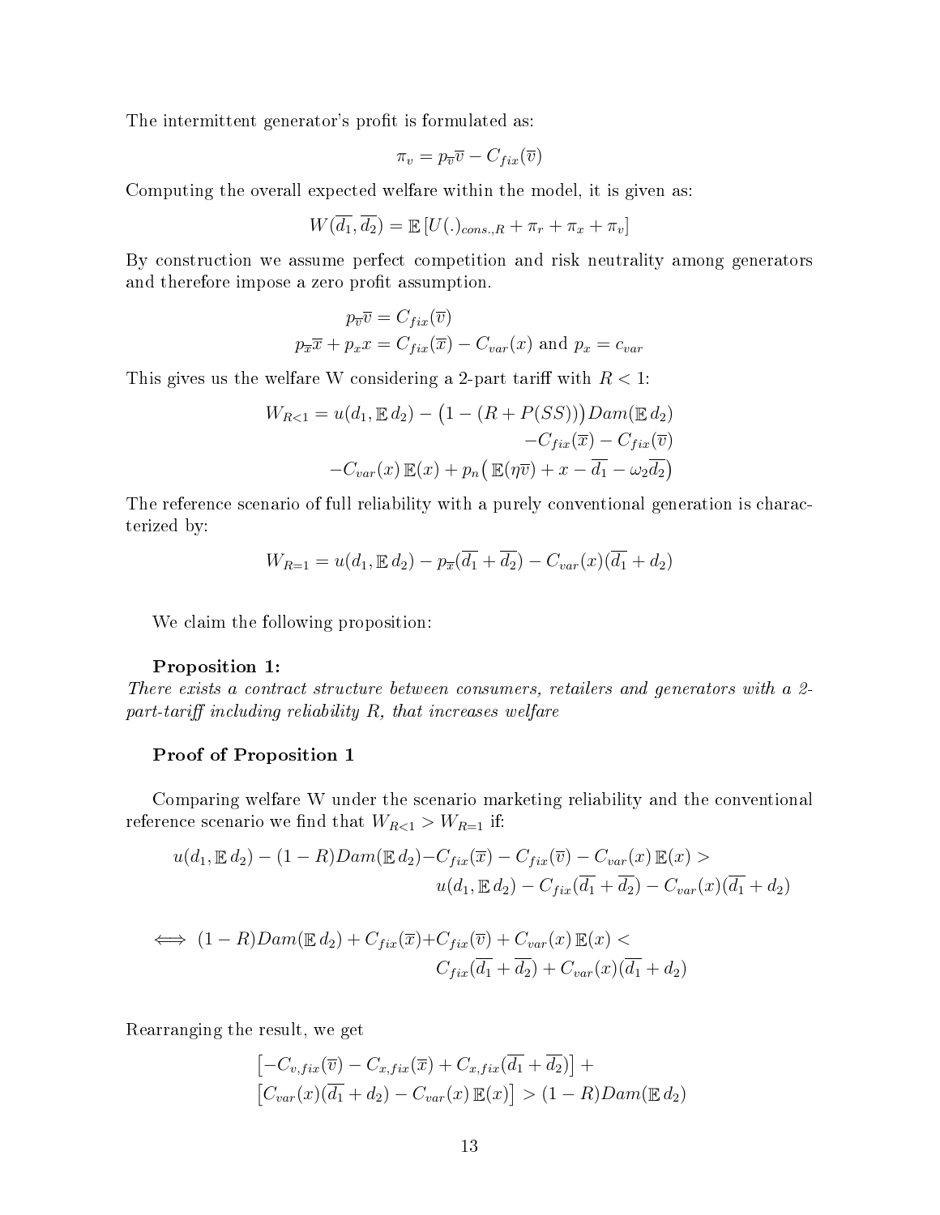The intermittent generator's profit is formulated as:

$$\pi_v = p_{\overline{v}}\overline{v} - C_{fix}(\overline{v})$$

Computing the overall expected welfare within the model, it is given as:

$$W(\overline{d_1}, \overline{d_2}) = \mathbb{E}\left[U(.)_{cons.,R} + \pi_r + \pi_x + \pi_v\right]$$

By construction we assume perfect competition and risk neutrality among generators and therefore impose a zero profit assumption.

$$\begin{aligned} p_{\overline{v}}\overline{v} &= C_{fix}(\overline{v}) \\ p_{\overline{x}}\overline{x} + p_x x &= C_{fix}(\overline{x}) - C_{var}(x) \text{ and } p_x = c_{var} \end{aligned}$$

This gives us the welfare W considering a 2-part tariff with $R < 1$:

$$\begin{aligned} W_{R<1} = u(d_1, \mathbb{E}\, d_2) - \big(1 - (R + P(SS))\big) Dam(\mathbb{E}\, d_2) \\ - C_{fix}(\overline{x}) - C_{fix}(\overline{v}) \\ - C_{var}(x)\, \mathbb{E}(x) + p_n\big(\, \mathbb{E}(\eta \overline{v}) + x - \overline{d_1} - \omega_2 \overline{d_2}\big) \end{aligned}$$

The reference scenario of full reliability with a purely conventional generation is characterized by:

$$W_{R=1} = u(d_1, \mathbb{E}\, d_2) - p_{\overline{x}}(\overline{d_1} + \overline{d_2}) - C_{var}(x)(\overline{d_1} + d_2)$$

We claim the following proposition:

**Proposition 1:**

*There exists a contract structure between consumers, retailers and generators with a 2-part-tariff including reliability R, that increases welfare*

**Proof of Proposition 1**

Comparing welfare W under the scenario marketing reliability and the conventional reference scenario we find that $W_{R<1} > W_{R=1}$ if:

$$\begin{aligned} u(d_1, \mathbb{E}\, d_2) - (1 - R) Dam(\mathbb{E}\, d_2) - C_{fix}(\overline{x}) - C_{fix}(\overline{v}) - C_{var}(x)\, \mathbb{E}(x) > \\ u(d_1, \mathbb{E}\, d_2) - C_{fix}(\overline{d_1} + \overline{d_2}) - C_{var}(x)(\overline{d_1} + d_2) \end{aligned}$$

$$\begin{aligned} \iff (1 - R) Dam(\mathbb{E}\, d_2) + C_{fix}(\overline{x}) + C_{fix}(\overline{v}) + C_{var}(x)\, \mathbb{E}(x) < \\ C_{fix}(\overline{d_1} + \overline{d_2}) + C_{var}(x)(\overline{d_1} + d_2) \end{aligned}$$

Rearranging the result, we get

$$\begin{aligned} &\left[-C_{v,fix}(\overline{v}) - C_{x,fix}(\overline{x}) + C_{x,fix}(\overline{d_1} + \overline{d_2})\right] + \\ &\left[C_{var}(x)(\overline{d_1} + d_2) - C_{var}(x)\, \mathbb{E}(x)\right] > (1 - R) Dam(\mathbb{E}\, d_2) \end{aligned}$$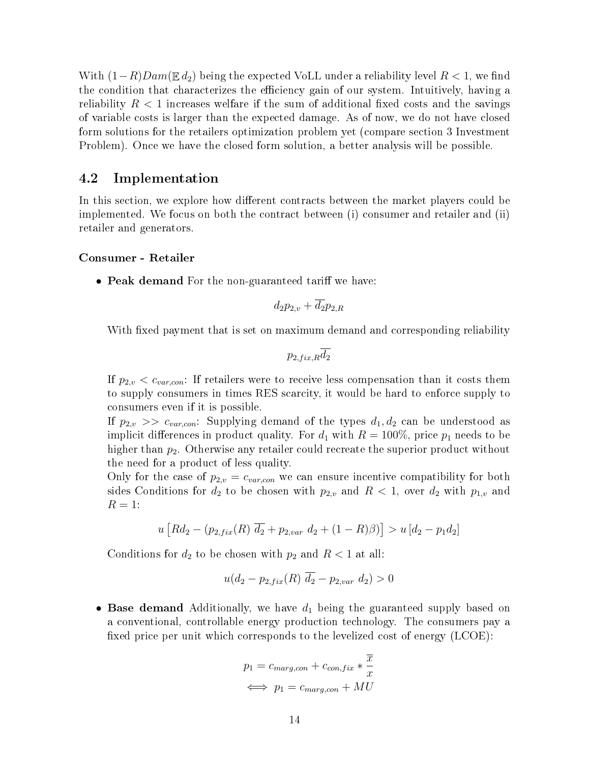With $(1-R)Dam(\mathbb{E}\, d_2)$ being the expected VoLL under a reliability level $R < 1$, we find the condition that characterizes the efficiency gain of our system. Intuitively, having a reliability $R < 1$ increases welfare if the sum of additional fixed costs and the savings of variable costs is larger than the expected damage. As of now, we do not have closed form solutions for the retailers optimization problem yet (compare section 3 Investment Problem). Once we have the closed form solution, a better analysis will be possible.

## 4.2 Implementation

In this section, we explore how different contracts between the market players could be implemented. We focus on both the contract between (i) consumer and retailer and (ii) retailer and generators.

**Consumer - Retailer**

- **Peak demand** For the non-guaranteed tariff we have:

  $$d_2 p_{2,v} + \overline{d_2} p_{2,R}$$

  With fixed payment that is set on maximum demand and corresponding reliability

  $$p_{2,fix,R}\overline{d_2}$$

  If $p_{2,v} < c_{var,con}$: If retailers were to receive less compensation than it costs them to supply consumers in times RES scarcity, it would be hard to enforce supply to consumers even if it is possible.
  If $p_{2,v} >> c_{var,con}$: Supplying demand of the types $d_1, d_2$ can be understood as implicit differences in product quality. For $d_1$ with $R = 100\%$, price $p_1$ needs to be higher than $p_2$. Otherwise any retailer could recreate the superior product without the need for a product of less quality.
  Only for the case of $p_{2,v} = c_{var,con}$ we can ensure incentive compatibility for both sides Conditions for $d_2$ to be chosen with $p_{2,v}$ and $R < 1$, over $d_2$ with $p_{1,v}$ and $R = 1$:

  $$u\left[Rd_2 - (p_{2,fix}(R)\ \overline{d_2} + p_{2,var}\ d_2 + (1-R)\beta)\right] > u\left[d_2 - p_1 d_2\right]$$

  Conditions for $d_2$ to be chosen with $p_2$ and $R < 1$ at all:

  $$u(d_2 - p_{2,fix}(R)\ \overline{d_2} - p_{2,var}\ d_2) > 0$$

- **Base demand** Additionally, we have $d_1$ being the guaranteed supply based on a conventional, controllable energy production technology. The consumers pay a fixed price per unit which corresponds to the levelized cost of energy (LCOE):

  $$p_1 = c_{marg,con} + c_{con,fix} * \frac{\overline{x}}{x}$$

  $$\iff p_1 = c_{marg,con} + MU$$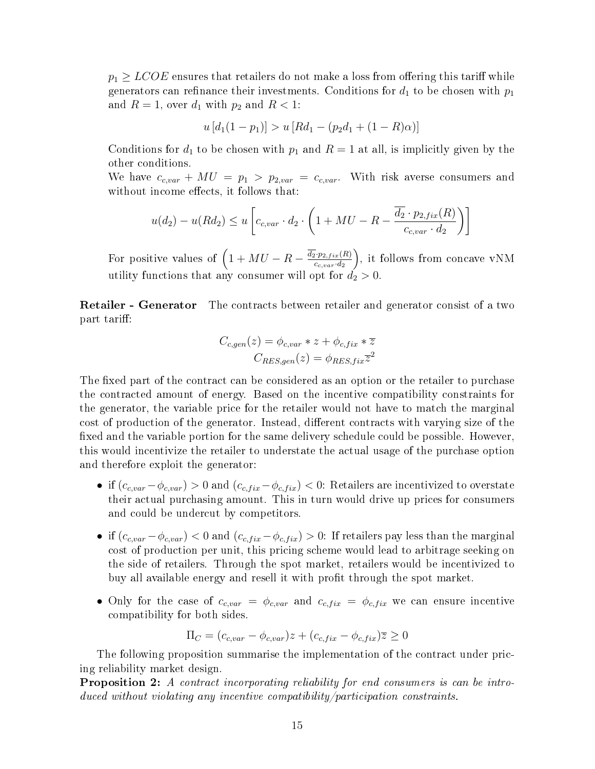$p_1 \geq LCOE$ ensures that retailers do not make a loss from offering this tariff while generators can refinance their investments. Conditions for $d_1$ to be chosen with $p_1$ and $R = 1$, over $d_1$ with $p_2$ and $R < 1$:

$$u\left[d_1(1-p_1)\right] > u\left[Rd_1 - (p_2 d_1 + (1-R)\alpha)\right]$$

Conditions for $d_1$ to be chosen with $p_1$ and $R = 1$ at all, is implicitly given by the other conditions.

We have $c_{c,var} + MU = p_1 > p_{2,var} = c_{c,var}$. With risk averse consumers and without income effects, it follows that:

$$u(d_2) - u(Rd_2) \leq u\left[c_{c,var} \cdot d_2 \cdot \left(1 + MU - R - \frac{\overline{d_2} \cdot p_{2,fix}(R)}{c_{c,var} \cdot d_2}\right)\right]$$

For positive values of $\left(1 + MU - R - \frac{\overline{d_2} \cdot p_{2,fix}(R)}{c_{c,var} \cdot d_2}\right)$, it follows from concave vNM utility functions that any consumer will opt for $d_2 > 0$.

**Retailer - Generator** The contracts between retailer and generator consist of a two part tariff:

$$C_{c,gen}(z) = \phi_{c,var} * z + \phi_{c,fix} * \overline{z}$$
$$C_{RES,gen}(z) = \phi_{RES,fix}\overline{z}^2$$

The fixed part of the contract can be considered as an option or the retailer to purchase the contracted amount of energy. Based on the incentive compatibility constraints for the generator, the variable price for the retailer would not have to match the marginal cost of production of the generator. Instead, different contracts with varying size of the fixed and the variable portion for the same delivery schedule could be possible. However, this would incentivize the retailer to understate the actual usage of the purchase option and therefore exploit the generator:

- if $(c_{c,var} - \phi_{c,var}) > 0$ and $(c_{c,fix} - \phi_{c,fix}) < 0$: Retailers are incentivized to overstate their actual purchasing amount. This in turn would drive up prices for consumers and could be undercut by competitors.
- if $(c_{c,var} - \phi_{c,var}) < 0$ and $(c_{c,fix} - \phi_{c,fix}) > 0$: If retailers pay less than the marginal cost of production per unit, this pricing scheme would lead to arbitrage seeking on the side of retailers. Through the spot market, retailers would be incentivized to buy all available energy and resell it with profit through the spot market.
- Only for the case of $c_{c,var} = \phi_{c,var}$ and $c_{c,fix} = \phi_{c,fix}$ we can ensure incentive compatibility for both sides.

$$\Pi_C = (c_{c,var} - \phi_{c,var})z + (c_{c,fix} - \phi_{c,fix})\overline{z} \geq 0$$

The following proposition summarise the implementation of the contract under pricing reliability market design.

**Proposition 2:** *A contract incorporating reliability for end consumers is can be introduced without violating any incentive compatibility/participation constraints.*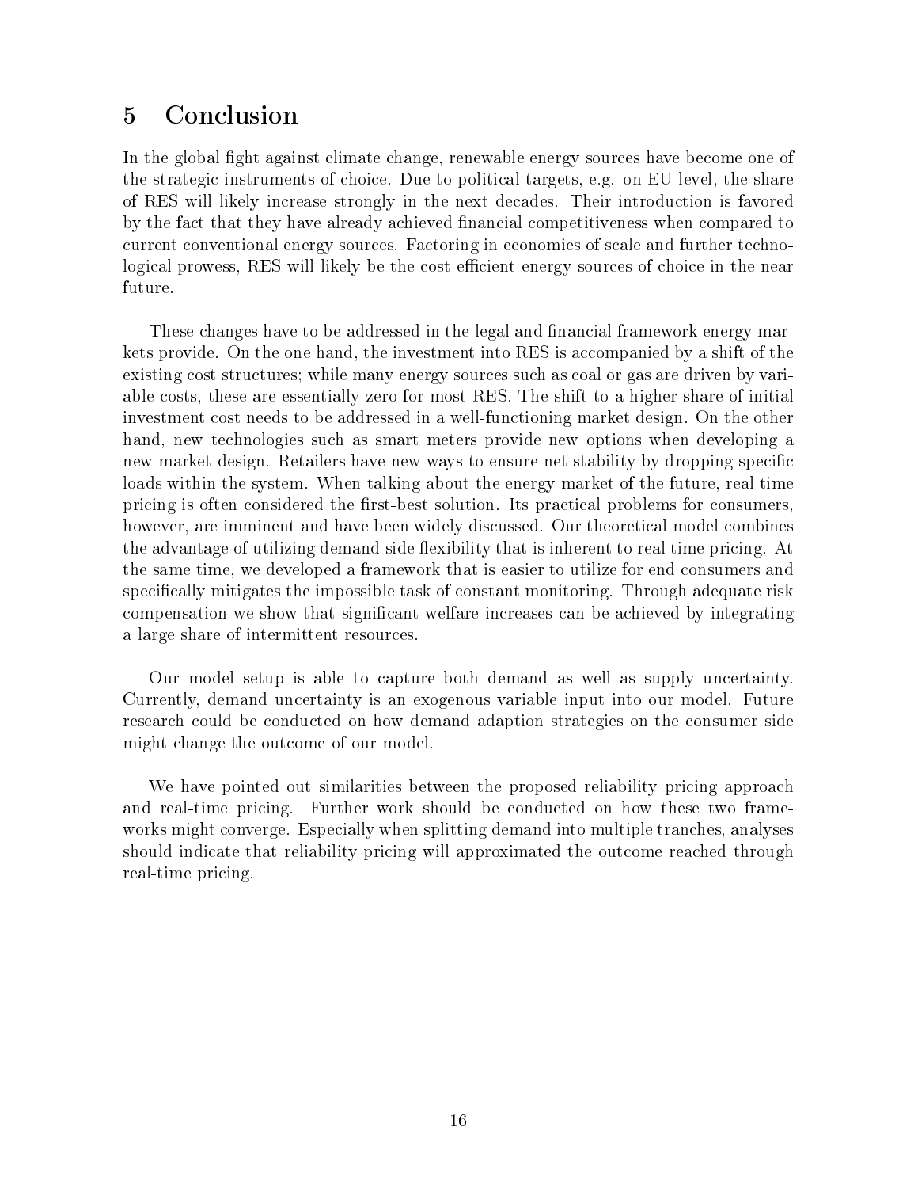# 5 Conclusion

In the global fight against climate change, renewable energy sources have become one of the strategic instruments of choice. Due to political targets, e.g. on EU level, the share of RES will likely increase strongly in the next decades. Their introduction is favored by the fact that they have already achieved financial competitiveness when compared to current conventional energy sources. Factoring in economies of scale and further technological prowess, RES will likely be the cost-efficient energy sources of choice in the near future.

These changes have to be addressed in the legal and financial framework energy markets provide. On the one hand, the investment into RES is accompanied by a shift of the existing cost structures; while many energy sources such as coal or gas are driven by variable costs, these are essentially zero for most RES. The shift to a higher share of initial investment cost needs to be addressed in a well-functioning market design. On the other hand, new technologies such as smart meters provide new options when developing a new market design. Retailers have new ways to ensure net stability by dropping specific loads within the system. When talking about the energy market of the future, real time pricing is often considered the first-best solution. Its practical problems for consumers, however, are imminent and have been widely discussed. Our theoretical model combines the advantage of utilizing demand side flexibility that is inherent to real time pricing. At the same time, we developed a framework that is easier to utilize for end consumers and specifically mitigates the impossible task of constant monitoring. Through adequate risk compensation we show that significant welfare increases can be achieved by integrating a large share of intermittent resources.

Our model setup is able to capture both demand as well as supply uncertainty. Currently, demand uncertainty is an exogenous variable input into our model. Future research could be conducted on how demand adaption strategies on the consumer side might change the outcome of our model.

We have pointed out similarities between the proposed reliability pricing approach and real-time pricing. Further work should be conducted on how these two frameworks might converge. Especially when splitting demand into multiple tranches, analyses should indicate that reliability pricing will approximated the outcome reached through real-time pricing.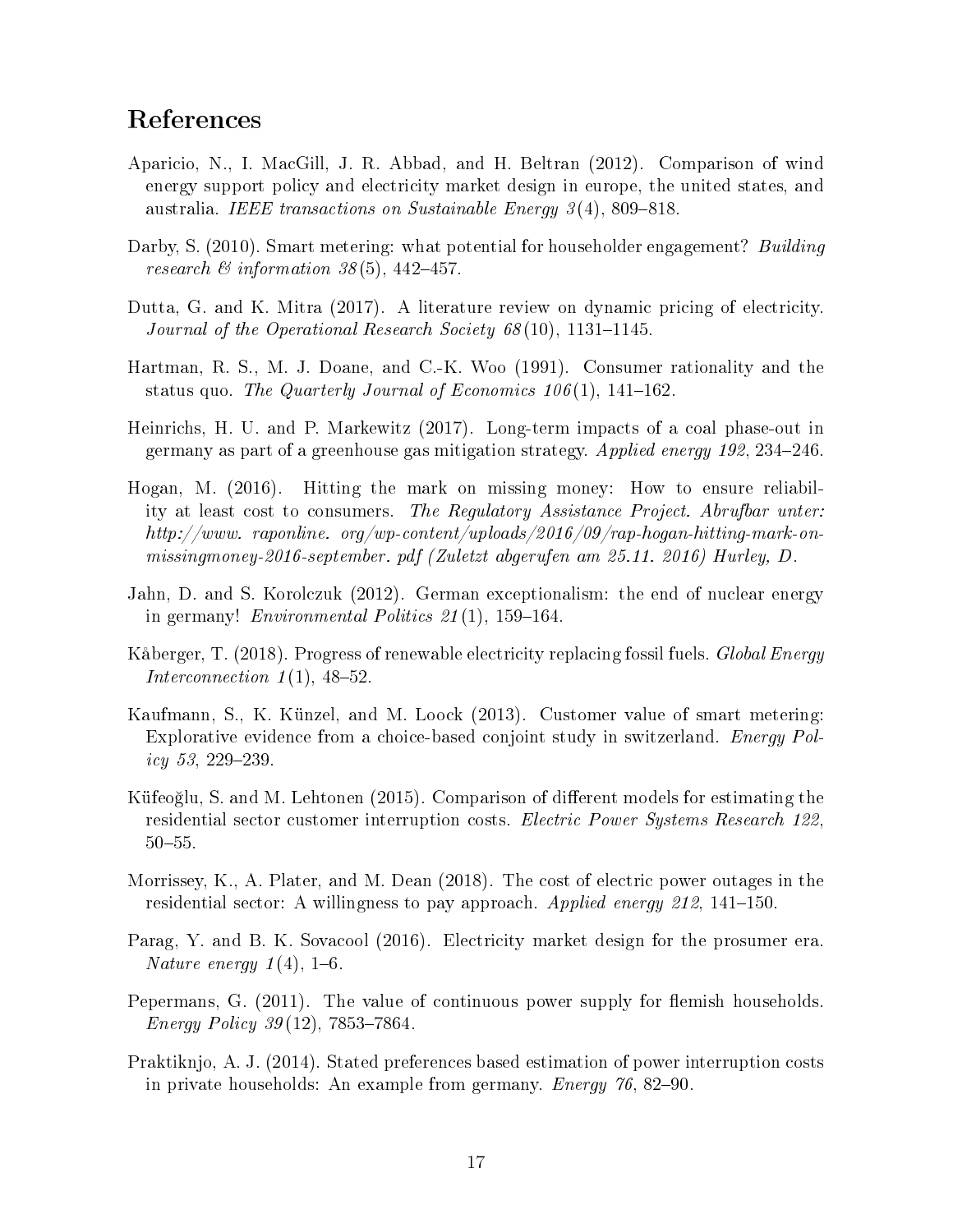## References

Aparicio, N., I. MacGill, J. R. Abbad, and H. Beltran (2012). Comparison of wind energy support policy and electricity market design in europe, the united states, and australia. *IEEE transactions on Sustainable Energy 3*(4), 809–818.

Darby, S. (2010). Smart metering: what potential for householder engagement? *Building research & information 38*(5), 442–457.

Dutta, G. and K. Mitra (2017). A literature review on dynamic pricing of electricity. *Journal of the Operational Research Society 68*(10), 1131–1145.

Hartman, R. S., M. J. Doane, and C.-K. Woo (1991). Consumer rationality and the status quo. *The Quarterly Journal of Economics 106*(1), 141–162.

Heinrichs, H. U. and P. Markewitz (2017). Long-term impacts of a coal phase-out in germany as part of a greenhouse gas mitigation strategy. *Applied energy 192*, 234–246.

Hogan, M. (2016). Hitting the mark on missing money: How to ensure reliability at least cost to consumers. *The Regulatory Assistance Project. Abrufbar unter: http://www. raponline. org/wp-content/uploads/2016/09/rap-hogan-hitting-mark-on-missingmoney-2016-september. pdf (Zuletzt abgerufen am 25.11. 2016) Hurley, D.*

Jahn, D. and S. Korolczuk (2012). German exceptionalism: the end of nuclear energy in germany! *Environmental Politics 21*(1), 159–164.

Kåberger, T. (2018). Progress of renewable electricity replacing fossil fuels. *Global Energy Interconnection 1*(1), 48–52.

Kaufmann, S., K. Künzel, and M. Loock (2013). Customer value of smart metering: Explorative evidence from a choice-based conjoint study in switzerland. *Energy Policy 53*, 229–239.

Küfeoğlu, S. and M. Lehtonen (2015). Comparison of different models for estimating the residential sector customer interruption costs. *Electric Power Systems Research 122*, 50–55.

Morrissey, K., A. Plater, and M. Dean (2018). The cost of electric power outages in the residential sector: A willingness to pay approach. *Applied energy 212*, 141–150.

Parag, Y. and B. K. Sovacool (2016). Electricity market design for the prosumer era. *Nature energy 1*(4), 1–6.

Pepermans, G. (2011). The value of continuous power supply for flemish households. *Energy Policy 39*(12), 7853–7864.

Praktiknjo, A. J. (2014). Stated preferences based estimation of power interruption costs in private households: An example from germany. *Energy 76*, 82–90.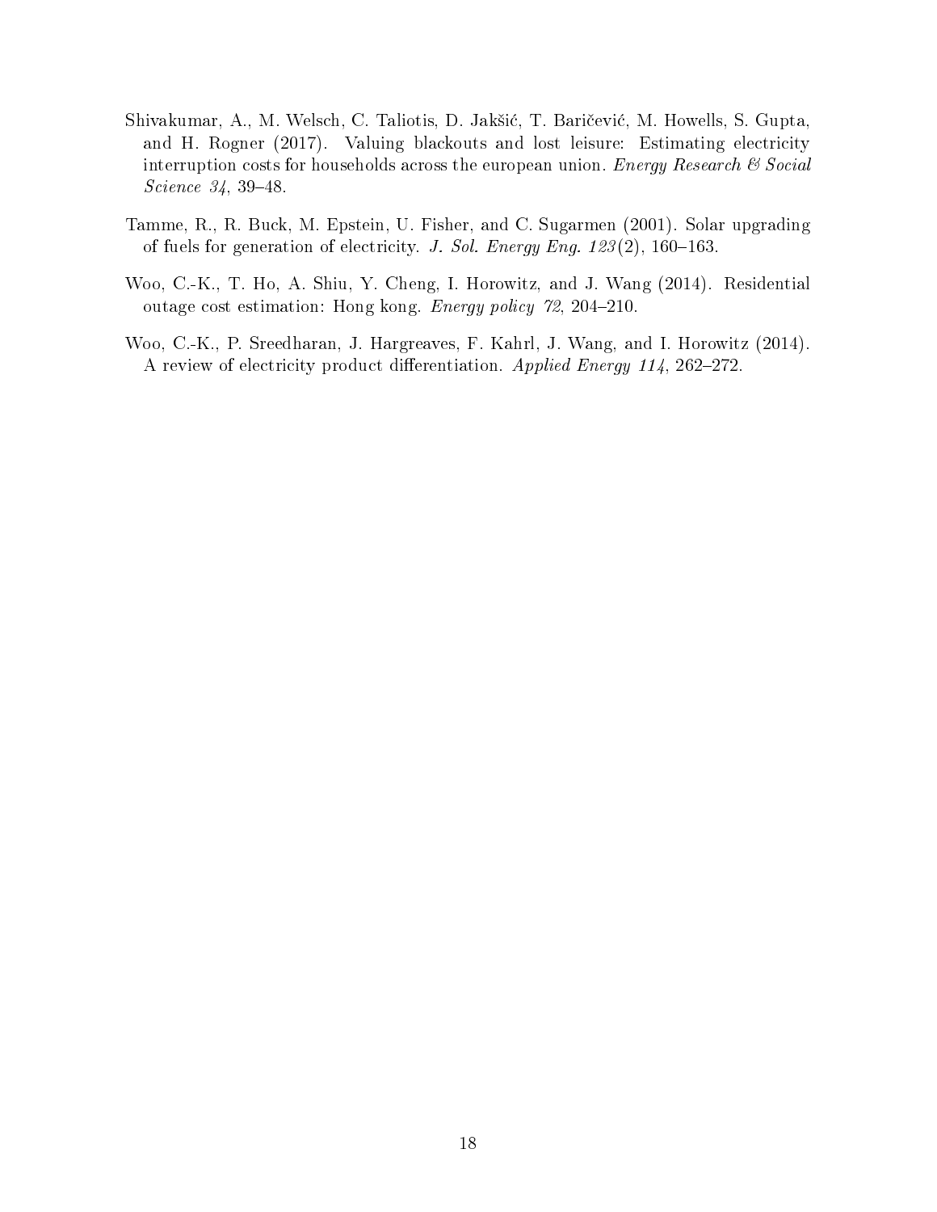Shivakumar, A., M. Welsch, C. Taliotis, D. Jakšić, T. Baričević, M. Howells, S. Gupta, and H. Rogner (2017). Valuing blackouts and lost leisure: Estimating electricity interruption costs for households across the european union. *Energy Research & Social Science 34*, 39–48.

Tamme, R., R. Buck, M. Epstein, U. Fisher, and C. Sugarmen (2001). Solar upgrading of fuels for generation of electricity. *J. Sol. Energy Eng. 123*(2), 160–163.

Woo, C.-K., T. Ho, A. Shiu, Y. Cheng, I. Horowitz, and J. Wang (2014). Residential outage cost estimation: Hong kong. *Energy policy 72*, 204–210.

Woo, C.-K., P. Sreedharan, J. Hargreaves, F. Kahrl, J. Wang, and I. Horowitz (2014). A review of electricity product differentiation. *Applied Energy 114*, 262–272.